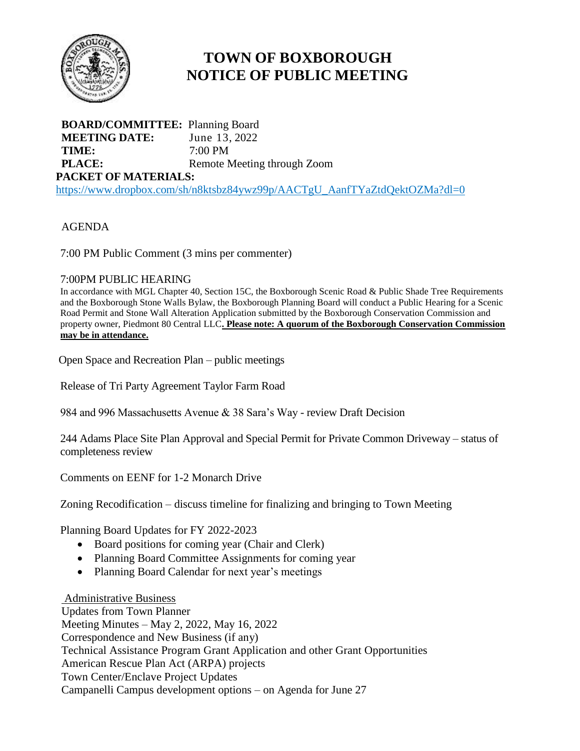# TOWN OF BOXBOROUGH
# NOTICE OF PUBLIC MEETING

**BOARD/COMMITTEE:** Planning Board
**MEETING DATE:** June 13, 2022
**TIME:** 7:00 PM
**PLACE:** Remote Meeting through Zoom
**PACKET OF MATERIALS:**
https://www.dropbox.com/sh/n8ktsbz84ywz99p/AACTgU_AanfTYaZtdQektOZMa?dl=0

AGENDA

7:00 PM Public Comment (3 mins per commenter)

7:00PM PUBLIC HEARING

In accordance with MGL Chapter 40, Section 15C, the Boxborough Scenic Road & Public Shade Tree Requirements and the Boxborough Stone Walls Bylaw, the Boxborough Planning Board will conduct a Public Hearing for a Scenic Road Permit and Stone Wall Alteration Application submitted by the Boxborough Conservation Commission and property owner, Piedmont 80 Central LLC**. <u>Please note: A quorum of the Boxborough Conservation Commission may be in attendance.</u>**

Open Space and Recreation Plan – public meetings

Release of Tri Party Agreement Taylor Farm Road

984 and 996 Massachusetts Avenue & 38 Sara's Way - review Draft Decision

244 Adams Place Site Plan Approval and Special Permit for Private Common Driveway – status of completeness review

Comments on EENF for 1-2 Monarch Drive

Zoning Recodification – discuss timeline for finalizing and bringing to Town Meeting

Planning Board Updates for FY 2022-2023

- Board positions for coming year (Chair and Clerk)
- Planning Board Committee Assignments for coming year
- Planning Board Calendar for next year's meetings

<u>Administrative Business</u>

Updates from Town Planner
Meeting Minutes – May 2, 2022, May 16, 2022
Correspondence and New Business (if any)
Technical Assistance Program Grant Application and other Grant Opportunities
American Rescue Plan Act (ARPA) projects
Town Center/Enclave Project Updates
Campanelli Campus development options – on Agenda for June 27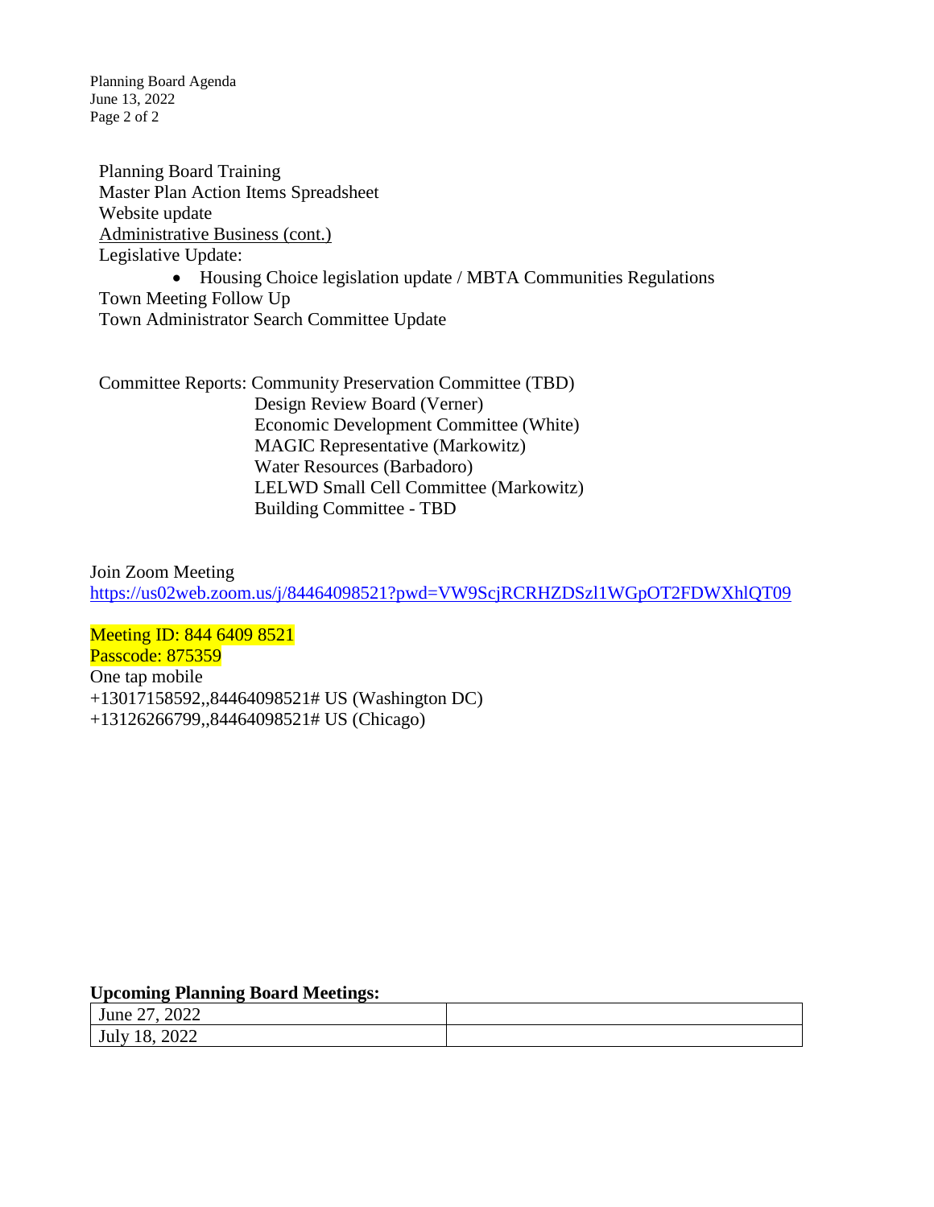Planning Board Training
Master Plan Action Items Spreadsheet
Website update
<u>Administrative Business (cont.)</u>
Legislative Update:

- Housing Choice legislation update / MBTA Communities Regulations

Town Meeting Follow Up
Town Administrator Search Committee Update

Committee Reports: Community Preservation Committee (TBD)
Design Review Board (Verner)
Economic Development Committee (White)
MAGIC Representative (Markowitz)
Water Resources (Barbadoro)
LELWD Small Cell Committee (Markowitz)
Building Committee - TBD

Join Zoom Meeting
https://us02web.zoom.us/j/84464098521?pwd=VW9ScjRCRHZDSzl1WGpOT2FDWXhlQT09

Meeting ID: 844 6409 8521
Passcode: 875359
One tap mobile
+13017158592,,84464098521# US (Washington DC)
+13126266799,,84464098521# US (Chicago)

**Upcoming Planning Board Meetings:**

| | |
|---|---|
| June 27, 2022 | |
| July 18, 2022 | |